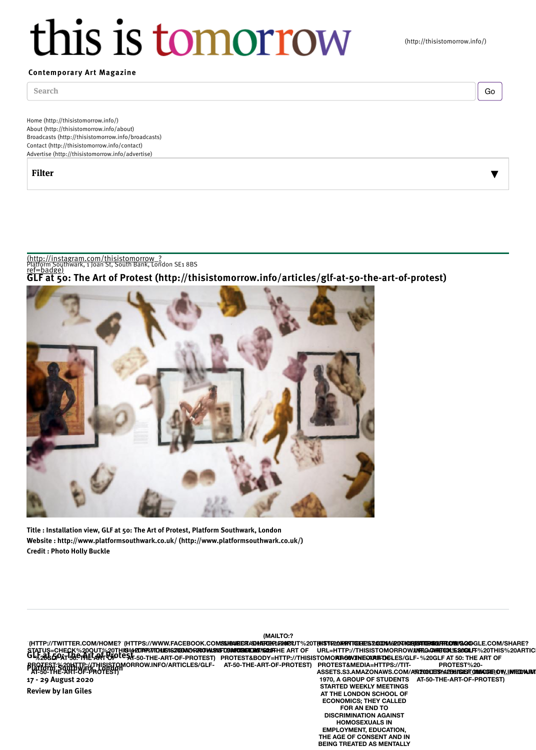# this is tomorrow

(http://thisistomorrow.info/)

**Contemporary Art Magazine**

Search | Go

Home (http://thisistomorrow.info/)
About (http://thisistomorrow.info/about)
Broadcasts (http://thisistomorrow.info/broadcasts)
Contact (http://thisistomorrow.info/contact)
Advertise (http://thisistomorrow.info/advertise)

**Filter** ▼

(http://instagram.com/thisistomorrow_? ref=badge)

Platform Southwark, 1 Joan St, South Bank, London SE1 8BS

## GLF at 50: The Art of Protest (http://thisistomorrow.info/articles/glf-at-50-the-art-of-protest)

**Title : Installation view, GLF at 50: The Art of Protest, Platform Southwark, London**
**Website : http://www.platformsouthwark.co.uk/ (http://www.platformsouthwark.co.uk/)**
**Credit : Photo Holly Buckle**

(HTTP://TWITTER.COM/HOME?STATUS=CHECK%20OUT%20THIS%20ARTICLE%20ON%20THIS%20IS%20TOMORROW%20%20GLF%20AT%2050:%20THE%20ART%20OF%20PROTEST%20HTTP://THISISTOMORROW.INFO/ARTICLES/GLF-AT-50-THE-ART-OF-PROTEST) (HTTPS://WWW.FACEBOOK.COM/SHARER/SHARER.PHP?U=HTTP://THISISTOMORROW.INFO/ARTICLES/GLF-AT-50-THE-ART-OF-PROTEST) (MAILTO:?SUBJECT=GLF AT 50: THE ART OF PROTEST&BODY=HTTP://THISISTOMORROW.INFO/ARTICLES/GLF-AT-50-THE-ART-OF-PROTEST) (HTTP://PINTEREST.COM/PIN/CREATE/BUTTON/?URL=HTTP://THISISTOMORROW.INFO/ARTICLES/GLF-AT-50-THE-ART-OF-PROTEST&MEDIA=HTTPS://TIT-ASSETS.S3.AMAZONAWS.COM/ARTICLES/LIST_IMAGE...) (HTTPS://PLUS.GOOGLE.COM/SHARE?URL=HTTP://THISISTOMORROW.INFO/ARTICLES/GLF-AT-50-THE-ART-OF-PROTEST)

**GLF at 50: The Art of Protest**

**Platform Southwark, London**

**17 - 29 August 2020**

**Review by Ian Giles**

1970, A GROUP OF STUDENTS STARTED WEEKLY MEETINGS AT THE LONDON SCHOOL OF ECONOMICS; THEY CALLED FOR AN END TO DISCRIMINATION AGAINST HOMOSEXUALS IN EMPLOYMENT, EDUCATION, THE AGE OF CONSENT AND IN BEING TREATED AS MENTALLY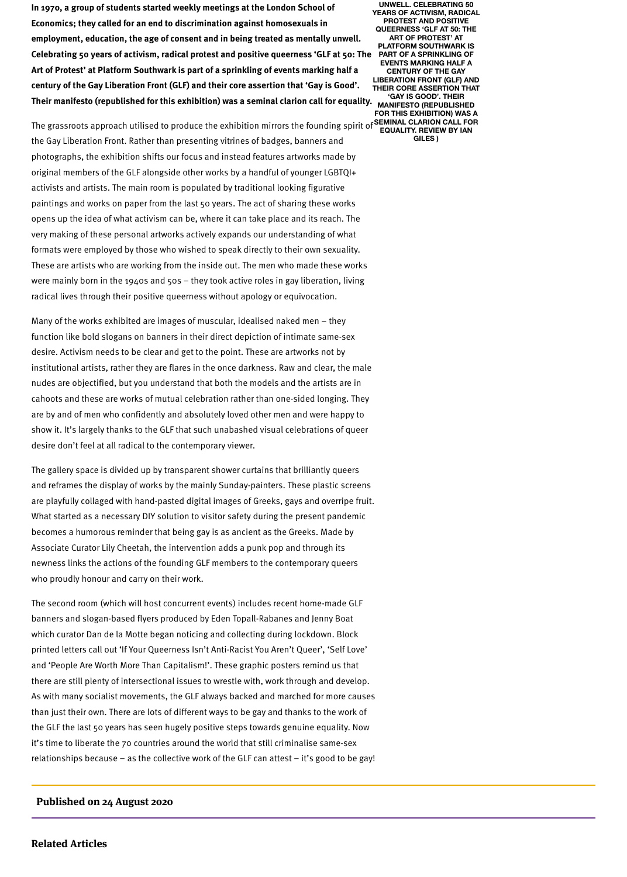**In 1970, a group of students started weekly meetings at the London School of Economics; they called for an end to discrimination against homosexuals in employment, education, the age of consent and in being treated as mentally unwell. Celebrating 50 years of activism, radical protest and positive queerness 'GLF at 50: The Art of Protest' at Platform Southwark is part of a sprinkling of events marking half a century of the Gay Liberation Front (GLF) and their core assertion that 'Gay is Good'. Their manifesto (republished for this exhibition) was a seminal clarion call for equality.**

UNWELL. CELEBRATING 50 YEARS OF ACTIVISM, RADICAL PROTEST AND POSITIVE QUEERNESS 'GLF AT 50: THE ART OF PROTEST' AT PLATFORM SOUTHWARK IS PART OF A SPRINKLING OF EVENTS MARKING HALF A CENTURY OF THE GAY LIBERATION FRONT (GLF) AND THEIR CORE ASSERTION THAT 'GAY IS GOOD'. THEIR MANIFESTO (REPUBLISHED FOR THIS EXHIBITION) WAS A SEMINAL CLARION CALL FOR EQUALITY. REVIEW BY IAN GILES )

The grassroots approach utilised to produce the exhibition mirrors the founding spirit of the Gay Liberation Front. Rather than presenting vitrines of badges, banners and photographs, the exhibition shifts our focus and instead features artworks made by original members of the GLF alongside other works by a handful of younger LGBTQI+ activists and artists. The main room is populated by traditional looking figurative paintings and works on paper from the last 50 years. The act of sharing these works opens up the idea of what activism can be, where it can take place and its reach. The very making of these personal artworks actively expands our understanding of what formats were employed by those who wished to speak directly to their own sexuality. These are artists who are working from the inside out. The men who made these works were mainly born in the 1940s and 50s – they took active roles in gay liberation, living radical lives through their positive queerness without apology or equivocation.

Many of the works exhibited are images of muscular, idealised naked men – they function like bold slogans on banners in their direct depiction of intimate same-sex desire. Activism needs to be clear and get to the point. These are artworks not by institutional artists, rather they are flares in the once darkness. Raw and clear, the male nudes are objectified, but you understand that both the models and the artists are in cahoots and these are works of mutual celebration rather than one-sided longing. They are by and of men who confidently and absolutely loved other men and were happy to show it. It's largely thanks to the GLF that such unabashed visual celebrations of queer desire don't feel at all radical to the contemporary viewer.

The gallery space is divided up by transparent shower curtains that brilliantly queers and reframes the display of works by the mainly Sunday-painters. These plastic screens are playfully collaged with hand-pasted digital images of Greeks, gays and overripe fruit. What started as a necessary DIY solution to visitor safety during the present pandemic becomes a humorous reminder that being gay is as ancient as the Greeks. Made by Associate Curator Lily Cheetah, the intervention adds a punk pop and through its newness links the actions of the founding GLF members to the contemporary queers who proudly honour and carry on their work.

The second room (which will host concurrent events) includes recent home-made GLF banners and slogan-based flyers produced by Eden Topall-Rabanes and Jenny Boat which curator Dan de la Motte began noticing and collecting during lockdown. Block printed letters call out 'If Your Queerness Isn't Anti-Racist You Aren't Queer', 'Self Love' and 'People Are Worth More Than Capitalism!'. These graphic posters remind us that there are still plenty of intersectional issues to wrestle with, work through and develop. As with many socialist movements, the GLF always backed and marched for more causes than just their own. There are lots of different ways to be gay and thanks to the work of the GLF the last 50 years has seen hugely positive steps towards genuine equality. Now it's time to liberate the 70 countries around the world that still criminalise same-sex relationships because – as the collective work of the GLF can attest – it's good to be gay!

**Published on 24 August 2020**

**Related Articles**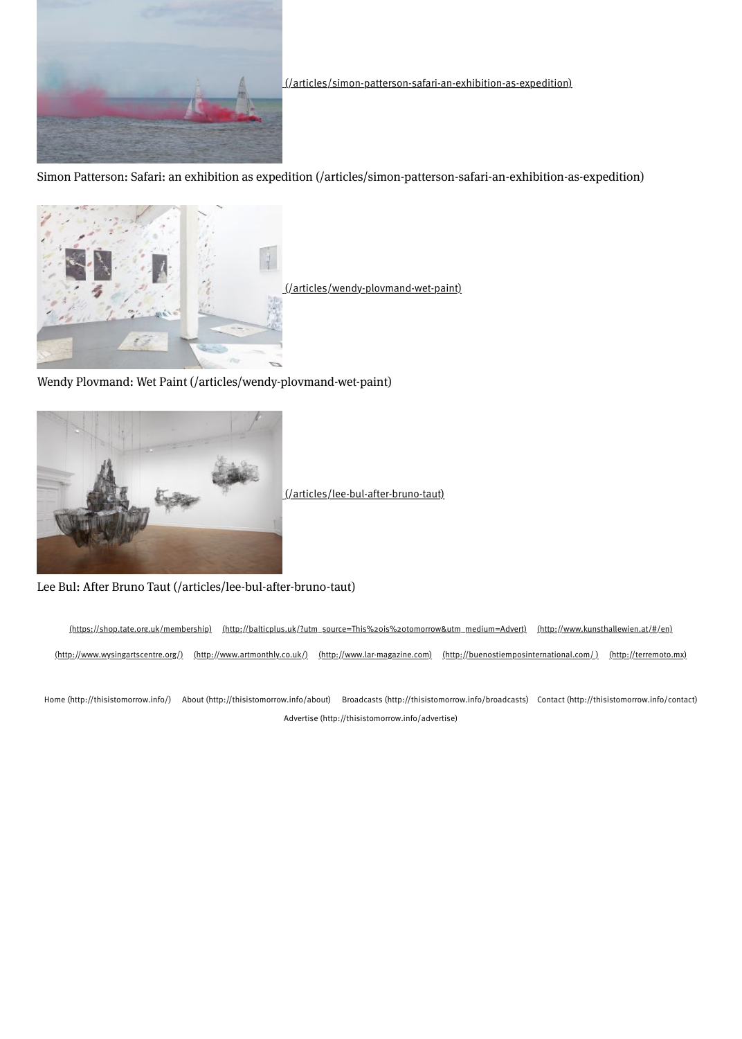(/articles/simon-patterson-safari-an-exhibition-as-expedition)

Simon Patterson: Safari: an exhibition as expedition (/articles/simon-patterson-safari-an-exhibition-as-expedition)

(/articles/wendy-plovmand-wet-paint)

Wendy Plovmand: Wet Paint (/articles/wendy-plovmand-wet-paint)

(/articles/lee-bul-after-bruno-taut)

Lee Bul: After Bruno Taut (/articles/lee-bul-after-bruno-taut)

(https://shop.tate.org.uk/membership) (http://balticplus.uk/?utm_source=This%20is%20tomorrow&utm_medium=Advert) (http://www.kunsthallewien.at/#/en)

(http://www.wysingartscentre.org/) (http://www.artmonthly.co.uk/) (http://www.lar-magazine.com) (http://buenostiemposinternational.com/ ) (http://terremoto.mx)

Home (http://thisistomorrow.info/) About (http://thisistomorrow.info/about) Broadcasts (http://thisistomorrow.info/broadcasts) Contact (http://thisistomorrow.info/contact)

Advertise (http://thisistomorrow.info/advertise)